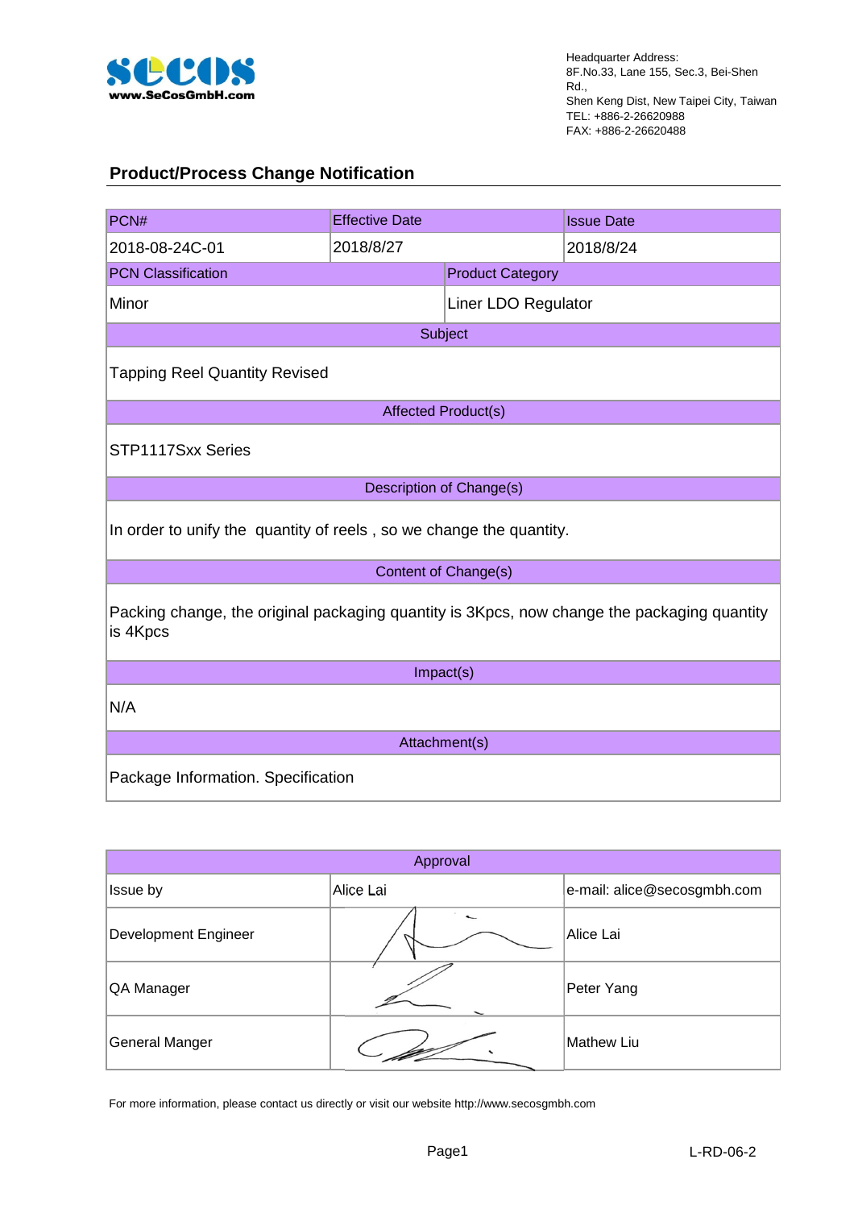**SECOS**
www.SeCosGmbH.com

Headquarter Address:
8F.No.33, Lane 155, Sec.3, Bei-Shen Rd.,
Shen Keng Dist, New Taipei City, Taiwan
TEL: +886-2-26620988
FAX: +886-2-26620488

## Product/Process Change Notification

| PCN# | Effective Date | Issue Date |
|---|---|---|
| 2018-08-24C-01 | 2018/8/27 | 2018/8/24 |

| PCN Classification | Product Category |
|---|---|
| Minor | Liner LDO Regulator |

| Subject |
|---|
| Tapping Reel Quantity Revised |

| Affected Product(s) |
|---|
| STP1117Sxx Series |

| Description of Change(s) |
|---|
| In order to unify the quantity of reels , so we change the quantity. |

| Content of Change(s) |
|---|
| Packing change, the original packaging quantity is 3Kpcs, now change the packaging quantity is 4Kpcs |

| Impact(s) |
|---|
| N/A |

| Attachment(s) |
|---|
| Package Information. Specification |

| Approval | | |
|---|---|---|
| Issue by | Alice Lai | e-mail: alice@secosgmbh.com |
| Development Engineer | | Alice Lai |
| QA Manager | | Peter Yang |
| General Manger | | Mathew Liu |

For more information, please contact us directly or visit our website http://www.secosgmbh.com

L-RD-06-2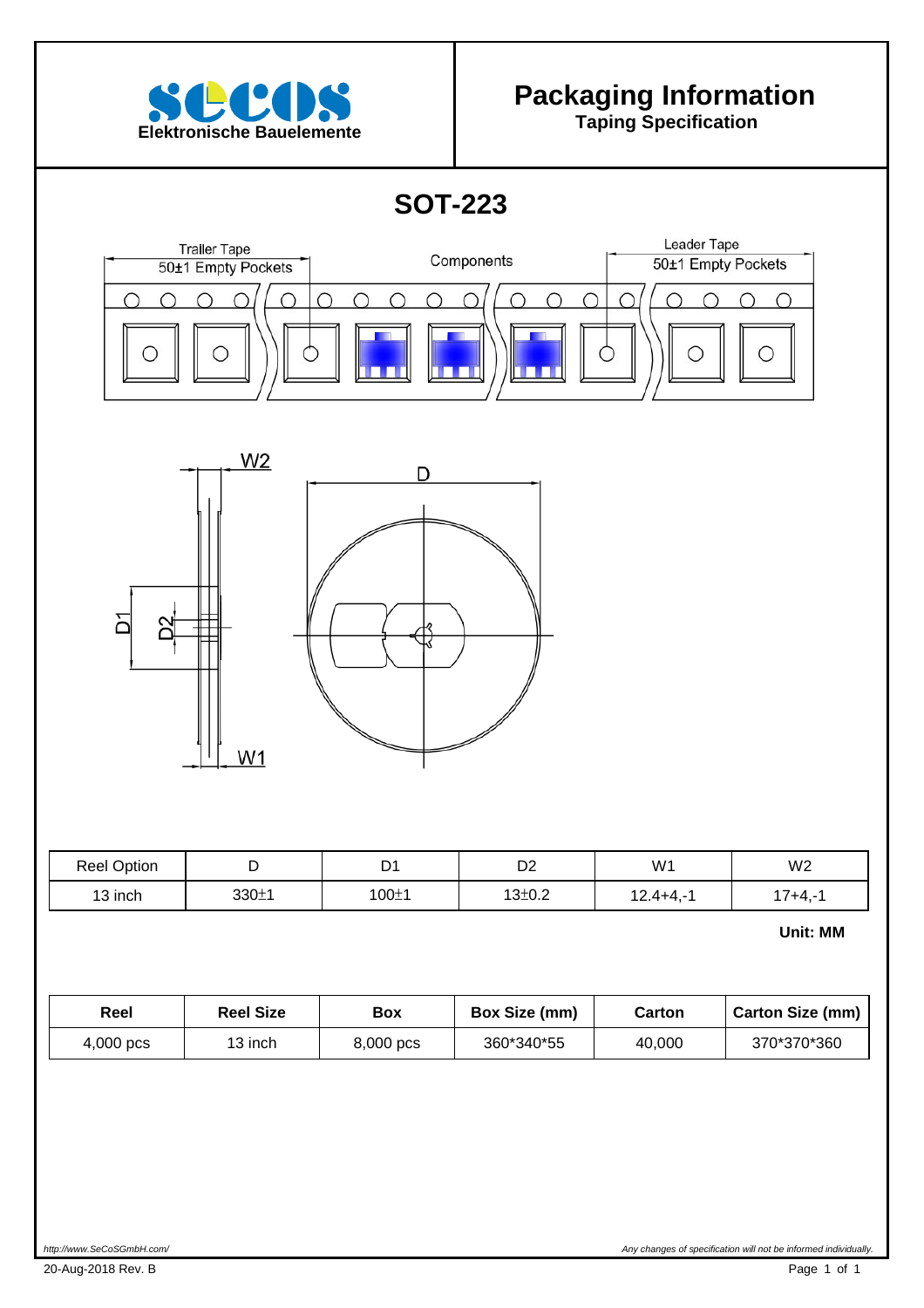# Packaging Information

**Taping Specification**

## SOT-223

Trailer Tape
50±1 Empty Pockets

Components

Leader Tape
50±1 Empty Pockets

W2
D
D1
D2
W1

| Reel Option | D | D1 | D2 | W1 | W2 |
|---|---|---|---|---|---|
| 13 inch | 330±1 | 100±1 | 13±0.2 | 12.4+4,-1 | 17+4,-1 |

**Unit: MM**

| Reel | Reel Size | Box | Box Size (mm) | Carton | Carton Size (mm) |
|---|---|---|---|---|---|
| 4,000 pcs | 13 inch | 8,000 pcs | 360*340*55 | 40,000 | 370*370*360 |

*http://www.SeCoSGmbH.com/*

*Any changes of specification will not be informed individually.*

20-Aug-2018 Rev. B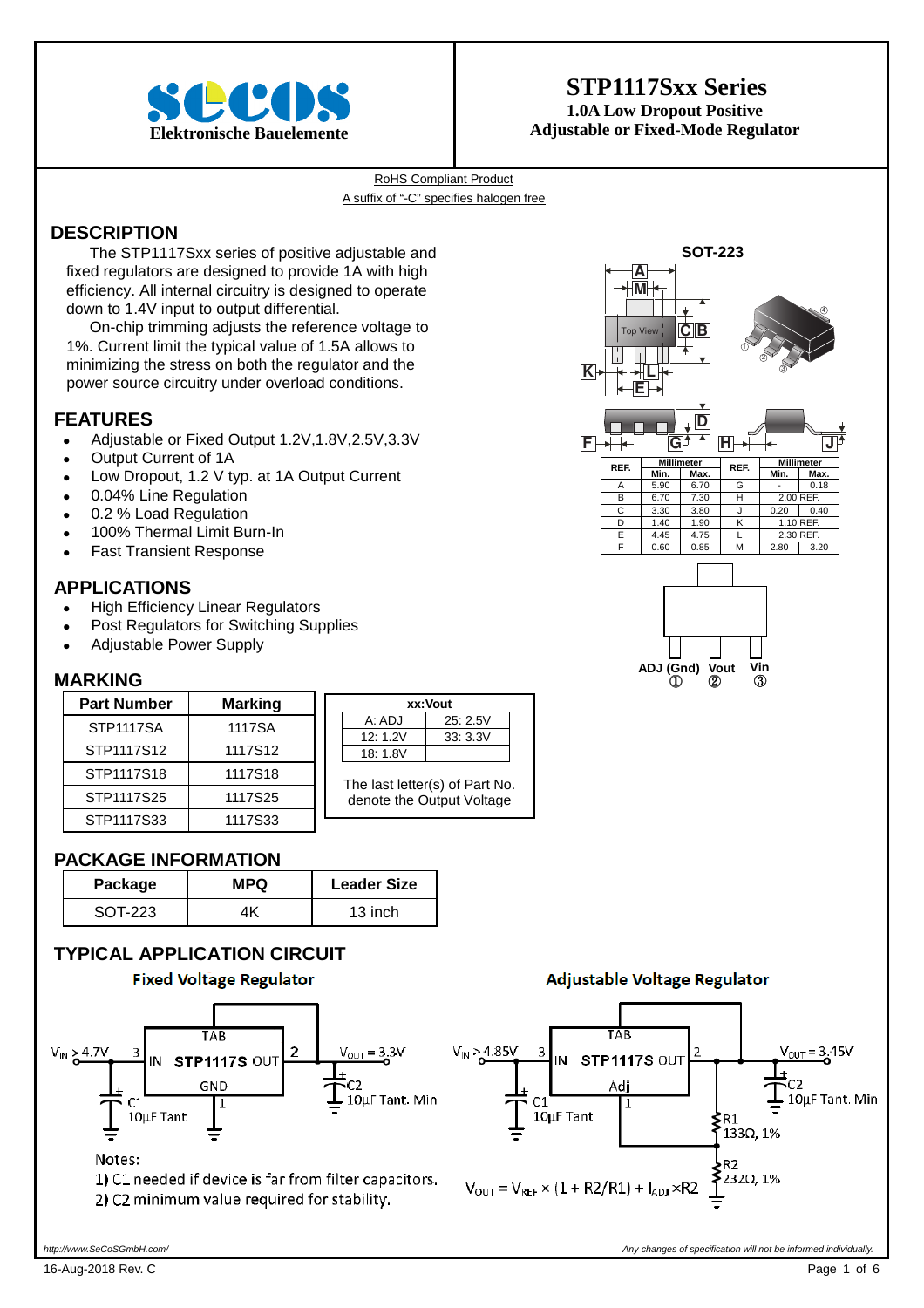# STP1117Sxx Series

**1.0A Low Dropout Positive Adjustable or Fixed-Mode Regulator**

Elektronische Bauelemente

RoHS Compliant Product
A suffix of "-C" specifies halogen free

## DESCRIPTION

The STP1117Sxx series of positive adjustable and fixed regulators are designed to provide 1A with high efficiency. All internal circuitry is designed to operate down to 1.4V input to output differential.

On-chip trimming adjusts the reference voltage to 1%. Current limit the typical value of 1.5A allows to minimizing the stress on both the regulator and the power source circuitry under overload conditions.

## FEATURES

- Adjustable or Fixed Output 1.2V,1.8V,2.5V,3.3V
- Output Current of 1A
- Low Dropout, 1.2 V typ. at 1A Output Current
- 0.04% Line Regulation
- 0.2 % Load Regulation
- 100% Thermal Limit Burn-In
- Fast Transient Response

## APPLICATIONS

- High Efficiency Linear Regulators
- Post Regulators for Switching Supplies
- Adjustable Power Supply

## MARKING

| Part Number | Marking |
|---|---|
| STP1117SA | 1117SA |
| STP1117S12 | 1117S12 |
| STP1117S18 | 1117S18 |
| STP1117S25 | 1117S25 |
| STP1117S33 | 1117S33 |

| xx:Vout | |
|---|---|
| A: ADJ | 25: 2.5V |
| 12: 1.2V | 33: 3.3V |
| 18: 1.8V | |

The last letter(s) of Part No. denote the Output Voltage

## SOT-223

| REF. | Millimeter Min. | Millimeter Max. | REF. | Millimeter Min. | Millimeter Max. |
|---|---|---|---|---|---|
| A | 5.90 | 6.70 | G | - | 0.18 |
| B | 6.70 | 7.30 | H | 2.00 REF. | |
| C | 3.30 | 3.80 | J | 0.20 | 0.40 |
| D | 1.40 | 1.90 | K | 1.10 REF. | |
| E | 4.45 | 4.75 | L | 2.30 REF. | |
| F | 0.60 | 0.85 | M | 2.80 | 3.20 |

ADJ (Gnd) ①, Vout ②, Vin ③

## PACKAGE INFORMATION

| Package | MPQ | Leader Size |
|---|---|---|
| SOT-223 | 4K | 13 inch |

## TYPICAL APPLICATION CIRCUIT

**Fixed Voltage Regulator**

$V_{IN} \geq 4.7V$, STP1117S, $V_{OUT} = 3.3V$, C1 10µF Tant, C2 10µF Tant. Min

Notes:
1) C1 needed if device is far from filter capacitors.
2) C2 minimum value required for stability.

**Adjustable Voltage Regulator**

$V_{IN} \geq 4.85V$, STP1117S, $V_{OUT} = 3.45V$, C1 10µF Tant, C2 10µF Tant. Min, R1 133Ω, 1%, R2 232Ω, 1%

$$V_{OUT} = V_{REF} \times (1 + R2/R1) + I_{ADJ} \times R2$$

http://www.SeCoSGmbH.com/

Any changes of specification will not be informed individually.

16-Aug-2018 Rev. C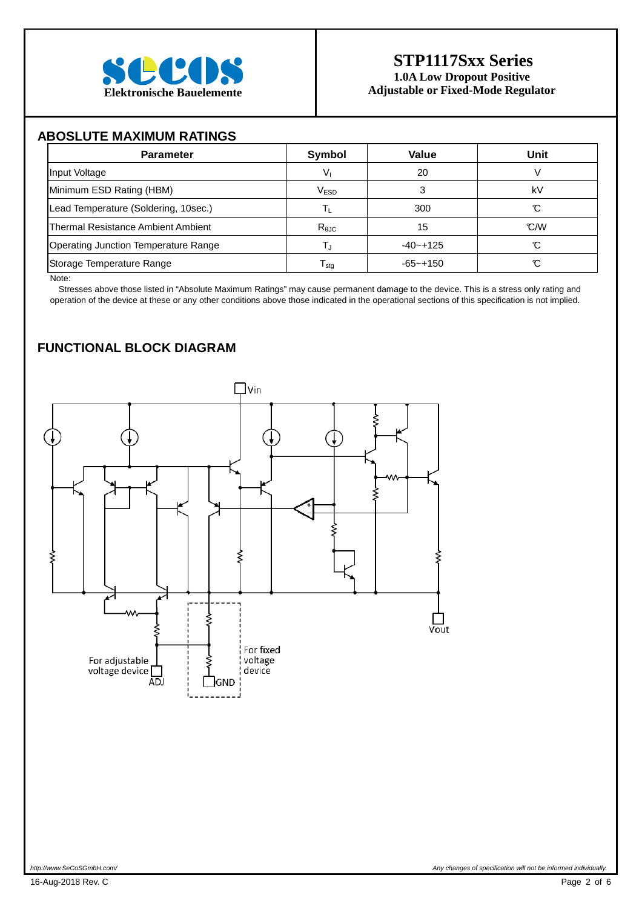## ABOSLUTE MAXIMUM RATINGS

| Parameter | Symbol | Value | Unit |
|---|---|---|---|
| Input Voltage | $V_I$ | 20 | V |
| Minimum ESD Rating (HBM) | $V_{ESD}$ | 3 | kV |
| Lead Temperature (Soldering, 10sec.) | $T_L$ | 300 | ℃ |
| Thermal Resistance Ambient Ambient | $R_{\theta JC}$ | 15 | ℃/W |
| Operating Junction Temperature Range | $T_J$ | -40~+125 | ℃ |
| Storage Temperature Range | $T_{stg}$ | -65~+150 | ℃ |

Note:

Stresses above those listed in "Absolute Maximum Ratings" may cause permanent damage to the device. This is a stress only rating and operation of the device at these or any other conditions above those indicated in the operational sections of this specification is not implied.

## FUNCTIONAL BLOCK DIAGRAM

Vin

Vout

For adjustable voltage device ADJ

For fixed voltage device

GND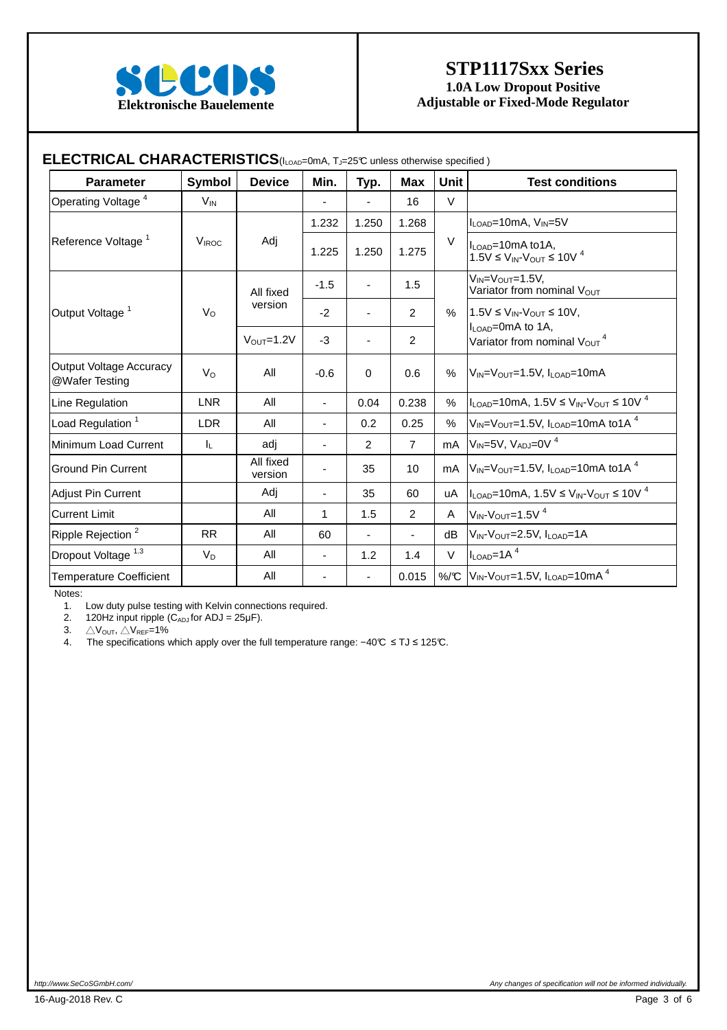# STP1117Sxx Series

**1.0A Low Dropout Positive Adjustable or Fixed-Mode Regulator**

## ELECTRICAL CHARACTERISTICS ($I_{LOAD}$=0mA, $T_J$=25℃ unless otherwise specified )

| Parameter | Symbol | Device | Min. | Typ. | Max | Unit | Test conditions |
|---|---|---|---|---|---|---|---|
| Operating Voltage [4] | $V_{IN}$ | | - | - | 16 | V | |
| Reference Voltage [1] | $V_{IROC}$ | Adj | 1.232 | 1.250 | 1.268 | V | $I_{LOAD}$=10mA, $V_{IN}$=5V |
| | | | 1.225 | 1.250 | 1.275 | | $I_{LOAD}$=10mA to1A, 1.5V ≤ $V_{IN}$-$V_{OUT}$ ≤ 10V [4] |
| Output Voltage [1] | $V_O$ | All fixed version | -1.5 | - | 1.5 | % | $V_{IN}$=$V_{OUT}$=1.5V, Variator from nominal $V_{OUT}$ |
| | | | -2 | - | 2 | | 1.5V ≤ $V_{IN}$-$V_{OUT}$ ≤ 10V, $I_{LOAD}$=0mA to 1A, Variator from nominal $V_{OUT}$ [4] |
| | | $V_{OUT}$=1.2V | -3 | - | 2 | | |
| Output Voltage Accuracy @Wafer Testing | $V_O$ | All | -0.6 | 0 | 0.6 | % | $V_{IN}$=$V_{OUT}$=1.5V, $I_{LOAD}$=10mA |
| Line Regulation | LNR | All | - | 0.04 | 0.238 | % | $I_{LOAD}$=10mA, 1.5V ≤ $V_{IN}$-$V_{OUT}$ ≤ 10V [4] |
| Load Regulation [1] | LDR | All | - | 0.2 | 0.25 | % | $V_{IN}$=$V_{OUT}$=1.5V, $I_{LOAD}$=10mA to1A [4] |
| Minimum Load Current | $I_L$ | adj | - | 2 | 7 | mA | $V_{IN}$=5V, $V_{ADJ}$=0V [4] |
| Ground Pin Current | | All fixed version | - | 35 | 10 | mA | $V_{IN}$=$V_{OUT}$=1.5V, $I_{LOAD}$=10mA to1A [4] |
| Adjust Pin Current | | Adj | - | 35 | 60 | uA | $I_{LOAD}$=10mA, 1.5V ≤ $V_{IN}$-$V_{OUT}$ ≤ 10V [4] |
| Current Limit | | All | 1 | 1.5 | 2 | A | $V_{IN}$-$V_{OUT}$=1.5V [4] |
| Ripple Rejection [2] | RR | All | 60 | - | - | dB | $V_{IN}$-$V_{OUT}$=2.5V, $I_{LOAD}$=1A |
| Dropout Voltage [1,3] | $V_D$ | All | - | 1.2 | 1.4 | V | $I_{LOAD}$=1A [4] |
| Temperature Coefficient | | All | - | - | 0.015 | %/℃ | $V_{IN}$-$V_{OUT}$=1.5V, $I_{LOAD}$=10mA [4] |

Notes:

1. Low duty pulse testing with Kelvin connections required.
2. 120Hz input ripple ($C_{ADJ}$ for ADJ = 25μF).
3. $\triangle V_{OUT}$, $\triangle V_{REF}$=1%
4. The specifications which apply over the full temperature range: −40℃ ≤ TJ ≤ 125℃.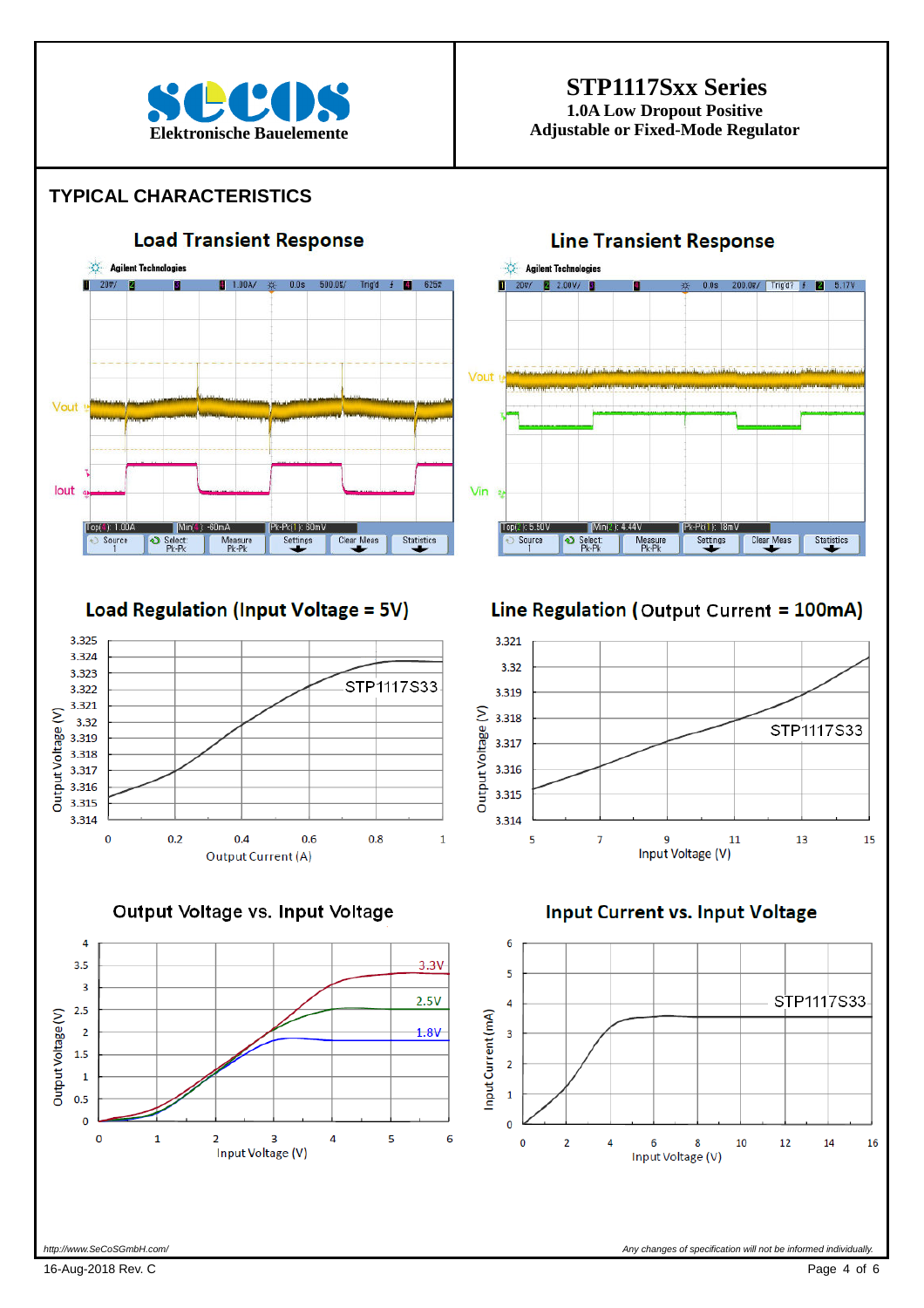**secos**
Elektronische Bauelemente

# STP1117Sxx Series

**1.0A Low Dropout Positive**
**Adjustable or Fixed-Mode Regulator**

## TYPICAL CHARACTERISTICS

### Load Transient Response

### Line Transient Response

### Load Regulation (Input Voltage = 5V)

### Line Regulation (Output Current = 100mA)

### Output Voltage vs. Input Voltage

### Input Current vs. Input Voltage

http://www.SeCoSGmbH.com/

Any changes of specification will not be informed individually.

16-Aug-2018 Rev. C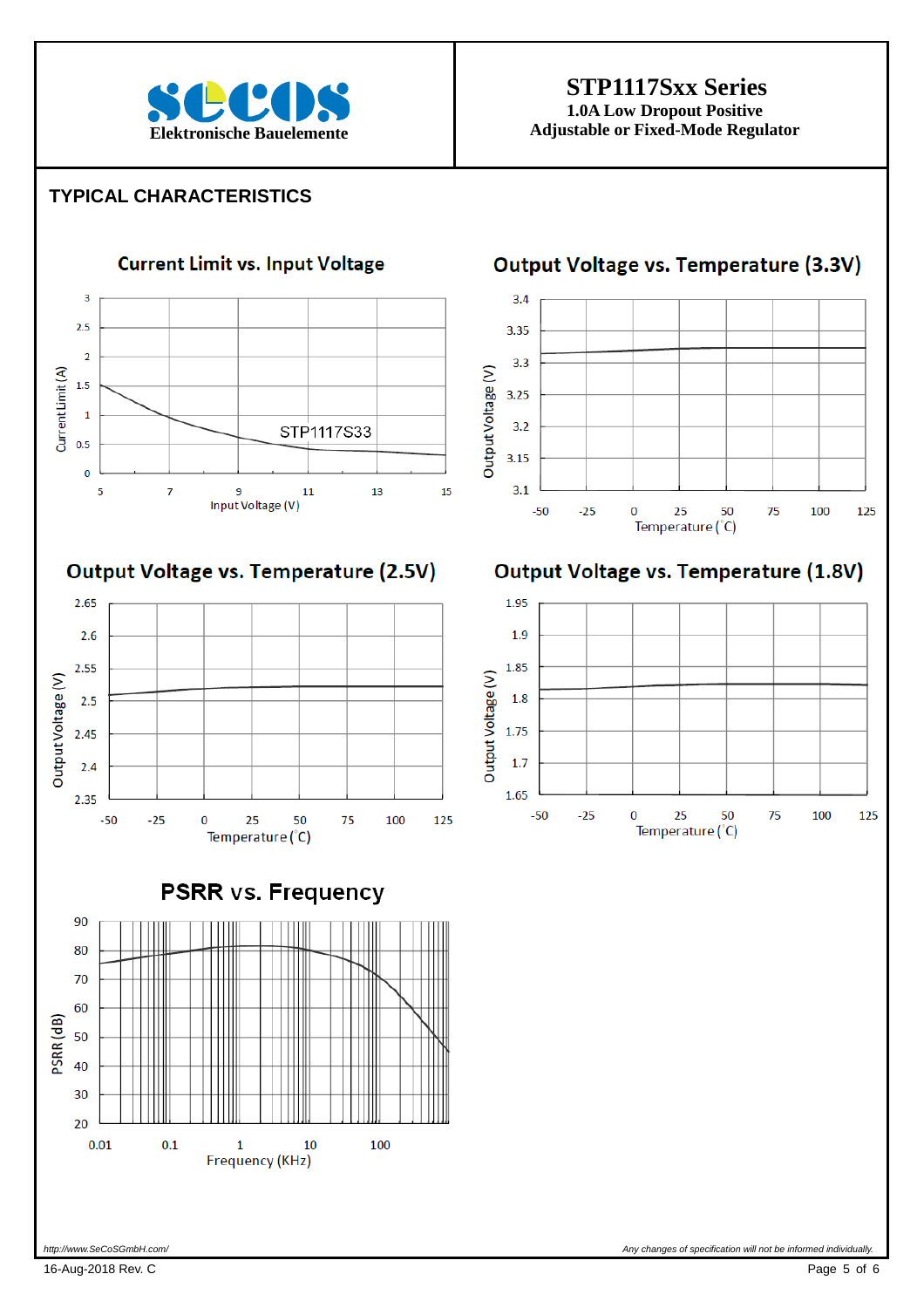## TYPICAL CHARACTERISTICS

**Current Limit vs. Input Voltage**

Current Limit (A) vs. Input Voltage (V) — STP1117S33

**Output Voltage vs. Temperature (3.3V)**

Output Voltage (V) vs. Temperature (°C)

**Output Voltage vs. Temperature (2.5V)**

Output Voltage (V) vs. Temperature (°C)

**Output Voltage vs. Temperature (1.8V)**

Output Voltage (V) vs. Temperature (°C)

**PSRR vs. Frequency**

PSRR (dB) vs. Frequency (KHz)

http://www.SeCoSGmbH.com/

*Any changes of specification will not be informed individually.*

16-Aug-2018 Rev. C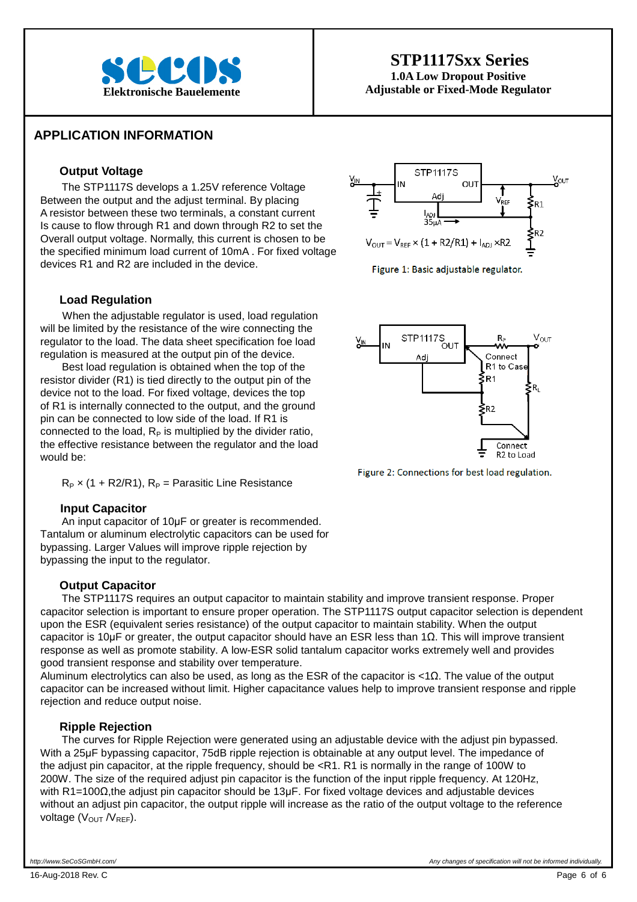# STP1117Sxx Series

**1.0A Low Dropout Positive Adjustable or Fixed-Mode Regulator**

## APPLICATION INFORMATION

### Output Voltage

The STP1117S develops a 1.25V reference Voltage Between the output and the adjust terminal. By placing A resistor between these two terminals, a constant current Is cause to flow through R1 and down through R2 to set the Overall output voltage. Normally, this current is chosen to be the specified minimum load current of 10mA . For fixed voltage devices R1 and R2 are included in the device.

STP1117S
IN
OUT
Adj
$V_{IN}$
$V_{OUT}$
$V_{REF}$
R1
R2
$I_{ADJ}$
35µA

$V_{OUT} = V_{REF} \times (1 + R2/R1) + I_{ADJ} \times R2$

Figure 1: Basic adjustable regulator.

### Load Regulation

When the adjustable regulator is used, load regulation will be limited by the resistance of the wire connecting the regulator to the load. The data sheet specification foe load regulation is measured at the output pin of the device.

Best load regulation is obtained when the top of the resistor divider (R1) is tied directly to the output pin of the device not to the load. For fixed voltage, devices the top of R1 is internally connected to the output, and the ground pin can be connected to low side of the load. If R1 is connected to the load, $R_P$ is multiplied by the divider ratio, the effective resistance between the regulator and the load would be:

$R_P \times (1 + R2/R1)$, $R_P$ = Parasitic Line Resistance

STP1117S
IN
OUT
Adj
$V_{IN}$
$R_P$
$V_{OUT}$
Connect R1 to Case
R1
$R_L$
R2
Connect R2 to Load

Figure 2: Connections for best load regulation.

### Input Capacitor

An input capacitor of 10µF or greater is recommended. Tantalum or aluminum electrolytic capacitors can be used for bypassing. Larger Values will improve ripple rejection by bypassing the input to the regulator.

### Output Capacitor

The STP1117S requires an output capacitor to maintain stability and improve transient response. Proper capacitor selection is important to ensure proper operation. The STP1117S output capacitor selection is dependent upon the ESR (equivalent series resistance) of the output capacitor to maintain stability. When the output capacitor is 10µF or greater, the output capacitor should have an ESR less than 1Ω. This will improve transient response as well as promote stability. A low-ESR solid tantalum capacitor works extremely well and provides good transient response and stability over temperature.

Aluminum electrolytics can also be used, as long as the ESR of the capacitor is <1Ω. The value of the output capacitor can be increased without limit. Higher capacitance values help to improve transient response and ripple rejection and reduce output noise.

### Ripple Rejection

The curves for Ripple Rejection were generated using an adjustable device with the adjust pin bypassed. With a 25µF bypassing capacitor, 75dB ripple rejection is obtainable at any output level. The impedance of the adjust pin capacitor, at the ripple frequency, should be <R1. R1 is normally in the range of 100W to 200W. The size of the required adjust pin capacitor is the function of the input ripple frequency. At 120Hz, with R1=100Ω,the adjust pin capacitor should be 13µF. For fixed voltage devices and adjustable devices without an adjust pin capacitor, the output ripple will increase as the ratio of the output voltage to the reference voltage ($V_{OUT}$ /$V_{REF}$).